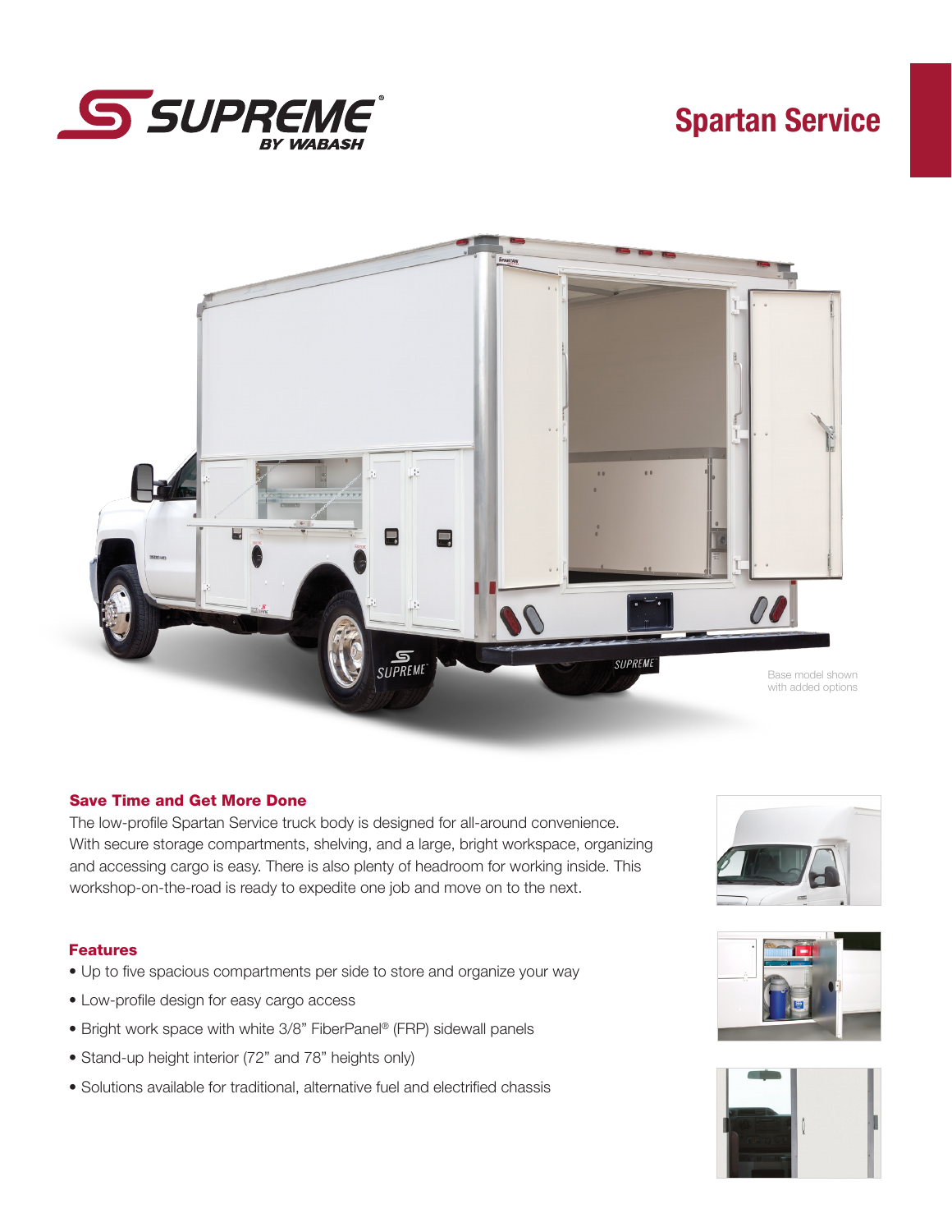# Spartan Service

Base model shown with added options

## Save Time and Get More Done

The low-profile Spartan Service truck body is designed for all-around convenience. With secure storage compartments, shelving, and a large, bright workspace, organizing and accessing cargo is easy. There is also plenty of headroom for working inside. This workshop-on-the-road is ready to expedite one job and move on to the next.

## Features

- Up to five spacious compartments per side to store and organize your way
- Low-profile design for easy cargo access
- Bright work space with white 3/8" FiberPanel® (FRP) sidewall panels
- Stand-up height interior (72" and 78" heights only)
- Solutions available for traditional, alternative fuel and electrified chassis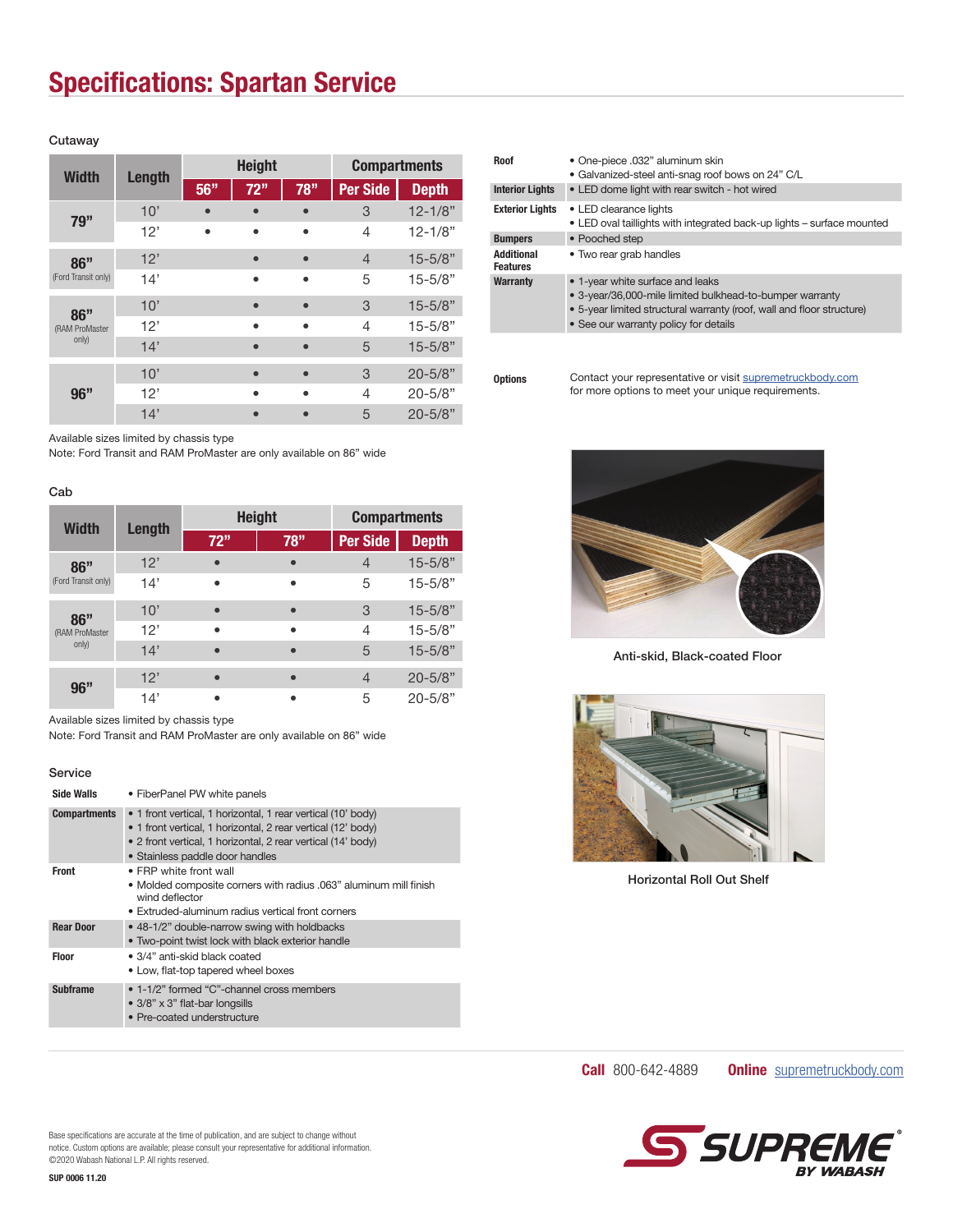# Specifications: Spartan Service

### Cutaway

| Width | Length | Height | | | Compartments | |
|---|---|---|---|---|---|---|
| | | 56" | 72" | 78" | Per Side | Depth |
| 79" | 10' | • | • | • | 3 | 12-1/8" |
| | 12' | • | • | • | 4 | 12-1/8" |
| 86" (Ford Transit only) | 12' | | • | • | 4 | 15-5/8" |
| | 14' | | • | • | 5 | 15-5/8" |
| 86" (RAM ProMaster only) | 10' | | • | • | 3 | 15-5/8" |
| | 12' | | • | • | 4 | 15-5/8" |
| | 14' | | • | • | 5 | 15-5/8" |
| 96" | 10' | | • | • | 3 | 20-5/8" |
| | 12' | | • | • | 4 | 20-5/8" |
| | 14' | | • | • | 5 | 20-5/8" |

Available sizes limited by chassis type

Note: Ford Transit and RAM ProMaster are only available on 86" wide

### Cab

| Width | Length | Height | | Compartments | |
|---|---|---|---|---|---|
| | | 72" | 78" | Per Side | Depth |
| 86" (Ford Transit only) | 12' | • | • | 4 | 15-5/8" |
| | 14' | • | • | 5 | 15-5/8" |
| 86" (RAM ProMaster only) | 10' | • | • | 3 | 15-5/8" |
| | 12' | • | • | 4 | 15-5/8" |
| | 14' | • | • | 5 | 15-5/8" |
| 96" | 12' | • | • | 4 | 20-5/8" |
| | 14' | • | • | 5 | 20-5/8" |

Available sizes limited by chassis type

Note: Ford Transit and RAM ProMaster are only available on 86" wide

### Service

| | |
|---|---|
| **Side Walls** | • FiberPanel PW white panels |
| **Compartments** | • 1 front vertical, 1 horizontal, 1 rear vertical (10' body)<br>• 1 front vertical, 1 horizontal, 2 rear vertical (12' body)<br>• 2 front vertical, 1 horizontal, 2 rear vertical (14' body)<br>• Stainless paddle door handles |
| **Front** | • FRP white front wall<br>• Molded composite corners with radius .063" aluminum mill finish wind deflector<br>• Extruded-aluminum radius vertical front corners |
| **Rear Door** | • 48-1/2" double-narrow swing with holdbacks<br>• Two-point twist lock with black exterior handle |
| **Floor** | • 3/4" anti-skid black coated<br>• Low, flat-top tapered wheel boxes |
| **Subframe** | • 1-1/2" formed "C"-channel cross members<br>• 3/8" x 3" flat-bar longsills<br>• Pre-coated understructure |
| **Roof** | • One-piece .032" aluminum skin<br>• Galvanized-steel anti-snag roof bows on 24" C/L |
| **Interior Lights** | • LED dome light with rear switch - hot wired |
| **Exterior Lights** | • LED clearance lights<br>• LED oval taillights with integrated back-up lights – surface mounted |
| **Bumpers** | • Pooched step |
| **Additional Features** | • Two rear grab handles |
| **Warranty** | • 1-year white surface and leaks<br>• 3-year/36,000-mile limited bulkhead-to-bumper warranty<br>• 5-year limited structural warranty (roof, wall and floor structure)<br>• See our warranty policy for details |

**Options** Contact your representative or visit supremetruckbody.com for more options to meet your unique requirements.

Anti-skid, Black-coated Floor

Horizontal Roll Out Shelf

**Call** 800-642-4889 **Online** supremetruckbody.com

Base specifications are accurate at the time of publication, and are subject to change without notice. Custom options are available; please consult your representative for additional information. ©2020 Wabash National L.P. All rights reserved.

SUP 0006 11.20

SUPREME BY WABASH